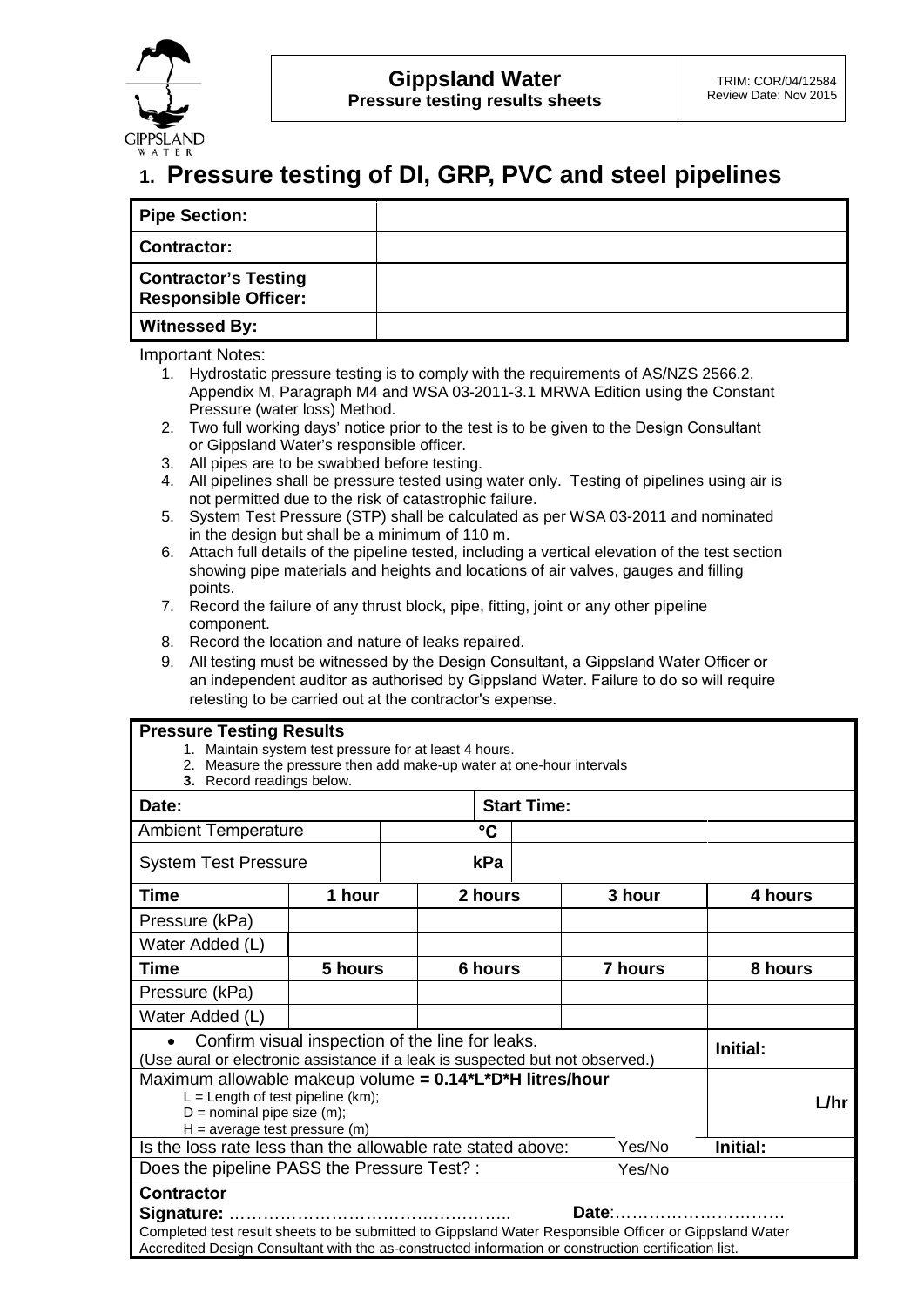| Gippsland Water<br>Pressure testing results sheets | TRIM: COR/04/12584<br>Review Date: Nov 2015 |
|---|---|

# 1. Pressure testing of DI, GRP, PVC and steel pipelines

| **Pipe Section:** | |
|---|---|
| **Contractor:** | |
| **Contractor's Testing Responsible Officer:** | |
| **Witnessed By:** | |

Important Notes:

1. Hydrostatic pressure testing is to comply with the requirements of AS/NZS 2566.2, Appendix M, Paragraph M4 and WSA 03-2011-3.1 MRWA Edition using the Constant Pressure (water loss) Method.
2. Two full working days' notice prior to the test is to be given to the Design Consultant or Gippsland Water's responsible officer.
3. All pipes are to be swabbed before testing.
4. All pipelines shall be pressure tested using water only. Testing of pipelines using air is not permitted due to the risk of catastrophic failure.
5. System Test Pressure (STP) shall be calculated as per WSA 03-2011 and nominated in the design but shall be a minimum of 110 m.
6. Attach full details of the pipeline tested, including a vertical elevation of the test section showing pipe materials and heights and locations of air valves, gauges and filling points.
7. Record the failure of any thrust block, pipe, fitting, joint or any other pipeline component.
8. Record the location and nature of leaks repaired.
9. All testing must be witnessed by the Design Consultant, a Gippsland Water Officer or an independent auditor as authorised by Gippsland Water. Failure to do so will require retesting to be carried out at the contractor's expense.

**Pressure Testing Results**

1. Maintain system test pressure for at least 4 hours.
2. Measure the pressure then add make-up water at one-hour intervals
3. **Record readings below.**

| **Date:** | | **Start Time:** | | |
|---|---|---|---|---|
| Ambient Temperature | | °C | | |
| System Test Pressure | | kPa | | |
| **Time** | **1 hour** | **2 hours** | **3 hour** | **4 hours** |
| Pressure (kPa) | | | | |
| Water Added (L) | | | | |
| **Time** | **5 hours** | **6 hours** | **7 hours** | **8 hours** |
| Pressure (kPa) | | | | |
| Water Added (L) | | | | |

| | |
|---|---|
| • Confirm visual inspection of the line for leaks.<br>(Use aural or electronic assistance if a leak is suspected but not observed.) | **Initial:** |
| Maximum allowable makeup volume **= 0.14\*L\*D\*H litres/hour**<br>L = Length of test pipeline (km);<br>D = nominal pipe size (m);<br>H = average test pressure (m) | **L/hr** |
| Is the loss rate less than the allowable rate stated above: Yes/No | **Initial:** |
| Does the pipeline PASS the Pressure Test? : Yes/No | |

**Contractor**

**Signature:** …………………………………………. **Date**:…………………………

Completed test result sheets to be submitted to Gippsland Water Responsible Officer or Gippsland Water Accredited Design Consultant with the as-constructed information or construction certification list.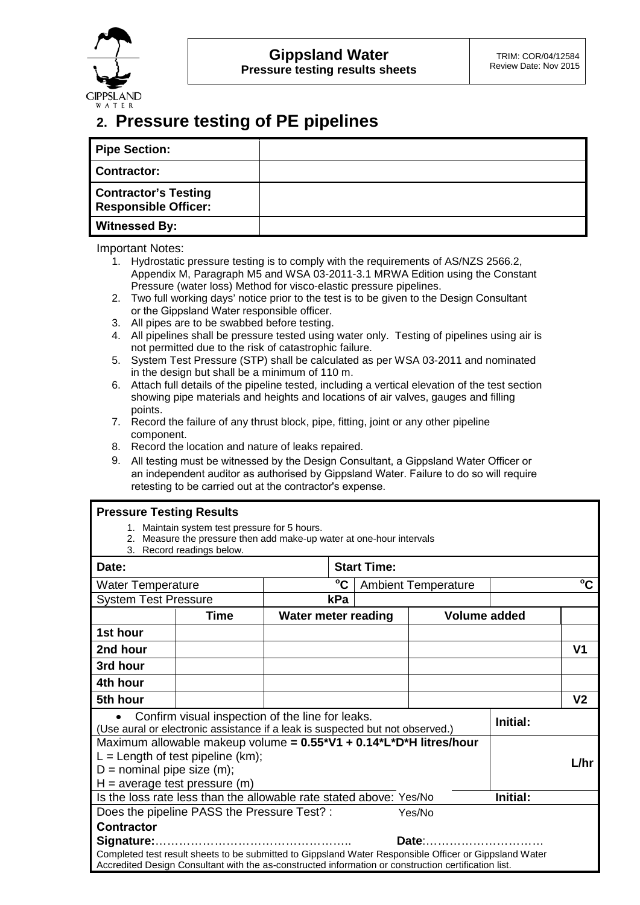# 2. Pressure testing of PE pipelines

| | |
|---|---|
| **Pipe Section:** | |
| **Contractor:** | |
| **Contractor's Testing Responsible Officer:** | |
| **Witnessed By:** | |

Important Notes:

1. Hydrostatic pressure testing is to comply with the requirements of AS/NZS 2566.2, Appendix M, Paragraph M5 and WSA 03-2011-3.1 MRWA Edition using the Constant Pressure (water loss) Method for visco-elastic pressure pipelines.
2. Two full working days' notice prior to the test is to be given to the Design Consultant or the Gippsland Water responsible officer.
3. All pipes are to be swabbed before testing.
4. All pipelines shall be pressure tested using water only. Testing of pipelines using air is not permitted due to the risk of catastrophic failure.
5. System Test Pressure (STP) shall be calculated as per WSA 03-2011 and nominated in the design but shall be a minimum of 110 m.
6. Attach full details of the pipeline tested, including a vertical elevation of the test section showing pipe materials and heights and locations of air valves, gauges and filling points.
7. Record the failure of any thrust block, pipe, fitting, joint or any other pipeline component.
8. Record the location and nature of leaks repaired.
9. All testing must be witnessed by the Design Consultant, a Gippsland Water Officer or an independent auditor as authorised by Gippsland Water. Failure to do so will require retesting to be carried out at the contractor's expense.

**Pressure Testing Results**

1. Maintain system test pressure for 5 hours.
2. Measure the pressure then add make-up water at one-hour intervals
3. Record readings below.

| **Date:** | | | **Start Time:** | | |
|---|---|---|---|---|---|
| Water Temperature | | $^{o}$C | Ambient Temperature | | $^{o}$C |
| System Test Pressure | | kPa | | | |
| | **Time** | **Water meter reading** | **Volume added** | | |
| **1st hour** | | | | | |
| **2nd hour** | | | | | **V1** |
| **3rd hour** | | | | | |
| **4th hour** | | | | | |
| **5th hour** | | | | | **V2** |

- Confirm visual inspection of the line for leaks. (Use aural or electronic assistance if a leak is suspected but not observed.) **Initial:**

Maximum allowable makeup volume **= 0.55\*V1 + 0.14\*L\*D\*H litres/hour** ______ **L/hr**
L = Length of test pipeline (km);
D = nominal pipe size (m);
H = average test pressure (m)

Is the loss rate less than the allowable rate stated above: Yes/No **Initial:**

Does the pipeline PASS the Pressure Test? : Yes/No

**Contractor Signature:**…………………………………………….. **Date**:…………………………

Completed test result sheets to be submitted to Gippsland Water Responsible Officer or Gippsland Water Accredited Design Consultant with the as-constructed information or construction certification list.